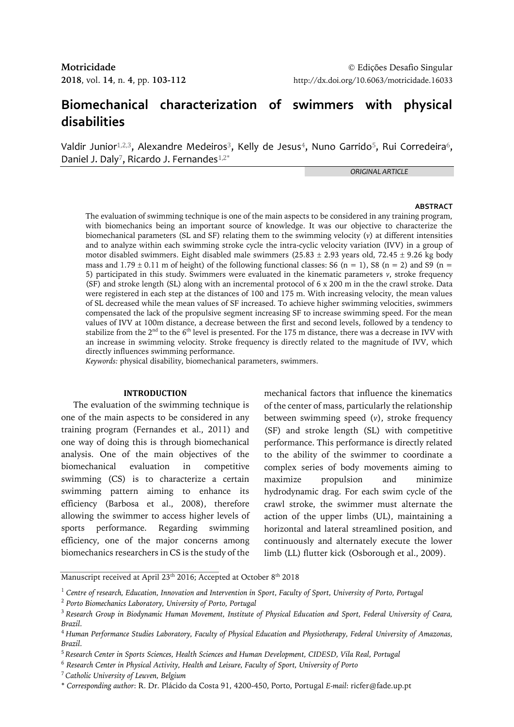Motricidade
2018, vol. 14, n. 4, pp. 103-112

© Edições Desafio Singular
http://dx.doi.org/10.6063/motricidade.16033

# Biomechanical characterization of swimmers with physical disabilities

Valdir Junior[1,2,3], Alexandre Medeiros[3], Kelly de Jesus[4], Nuno Garrido[5], Rui Corredeira[6], Daniel J. Daly[7], Ricardo J. Fernandes[1,2*]

*ORIGINAL ARTICLE*

## ABSTRACT

The evaluation of swimming technique is one of the main aspects to be considered in any training program, with biomechanics being an important source of knowledge. It was our objective to characterize the biomechanical parameters (SL and SF) relating them to the swimming velocity (*v*) at different intensities and to analyze within each swimming stroke cycle the intra-cyclic velocity variation (IVV) in a group of motor disabled swimmers. Eight disabled male swimmers (25.83 ± 2.93 years old, 72.45 ± 9.26 kg body mass and 1.79 ± 0.11 m of height) of the following functional classes: S6 (n = 1), S8 (n = 2) and S9 (n = 5) participated in this study. Swimmers were evaluated in the kinematic parameters *v*, stroke frequency (SF) and stroke length (SL) along with an incremental protocol of 6 x 200 m in the the crawl stroke. Data were registered in each step at the distances of 100 and 175 m. With increasing velocity, the mean values of SL decreased while the mean values of SF increased. To achieve higher swimming velocities, swimmers compensated the lack of the propulsive segment increasing SF to increase swimming speed. For the mean values of IVV at 100m distance, a decrease between the first and second levels, followed by a tendency to stabilize from the 2nd to the 6th level is presented. For the 175 m distance, there was a decrease in IVV with an increase in swimming velocity. Stroke frequency is directly related to the magnitude of IVV, which directly influences swimming performance.

*Keywords:* physical disability, biomechanical parameters, swimmers.

## INTRODUCTION

The evaluation of the swimming technique is one of the main aspects to be considered in any training program (Fernandes et al., 2011) and one way of doing this is through biomechanical analysis. One of the main objectives of the biomechanical evaluation in competitive swimming (CS) is to characterize a certain swimming pattern aiming to enhance its efficiency (Barbosa et al., 2008), therefore allowing the swimmer to access higher levels of sports performance. Regarding swimming efficiency, one of the major concerns among biomechanics researchers in CS is the study of the mechanical factors that influence the kinematics of the center of mass, particularly the relationship between swimming speed (*v*), stroke frequency (SF) and stroke length (SL) with competitive performance. This performance is directly related to the ability of the swimmer to coordinate a complex series of body movements aiming to maximize propulsion and minimize hydrodynamic drag. For each swim cycle of the crawl stroke, the swimmer must alternate the action of the upper limbs (UL), maintaining a horizontal and lateral streamlined position, and continuously and alternately execute the lower limb (LL) flutter kick (Osborough et al., 2009).

Manuscript received at April 23th 2016; Accepted at October 8th 2018

[1] *Centre of research, Education, Innovation and Intervention in Sport, Faculty of Sport, University of Porto, Portugal*
[2] *Porto Biomechanics Laboratory, University of Porto, Portugal*
[3] *Research Group in Biodynamic Human Movement, Institute of Physical Education and Sport, Federal University of Ceara, Brazil.*
[4] *Human Performance Studies Laboratory, Faculty of Physical Education and Physiotherapy, Federal University of Amazonas, Brazil.*
[5] *Research Center in Sports Sciences, Health Sciences and Human Development, CIDESD, Vila Real, Portugal*
[6] *Research Center in Physical Activity, Health and Leisure, Faculty of Sport, University of Porto*
[7] *Catholic University of Leuven, Belgium*
\* *Corresponding author*: R. Dr. Plácido da Costa 91, 4200-450, Porto, Portugal *E-mail*: ricfer@fade.up.pt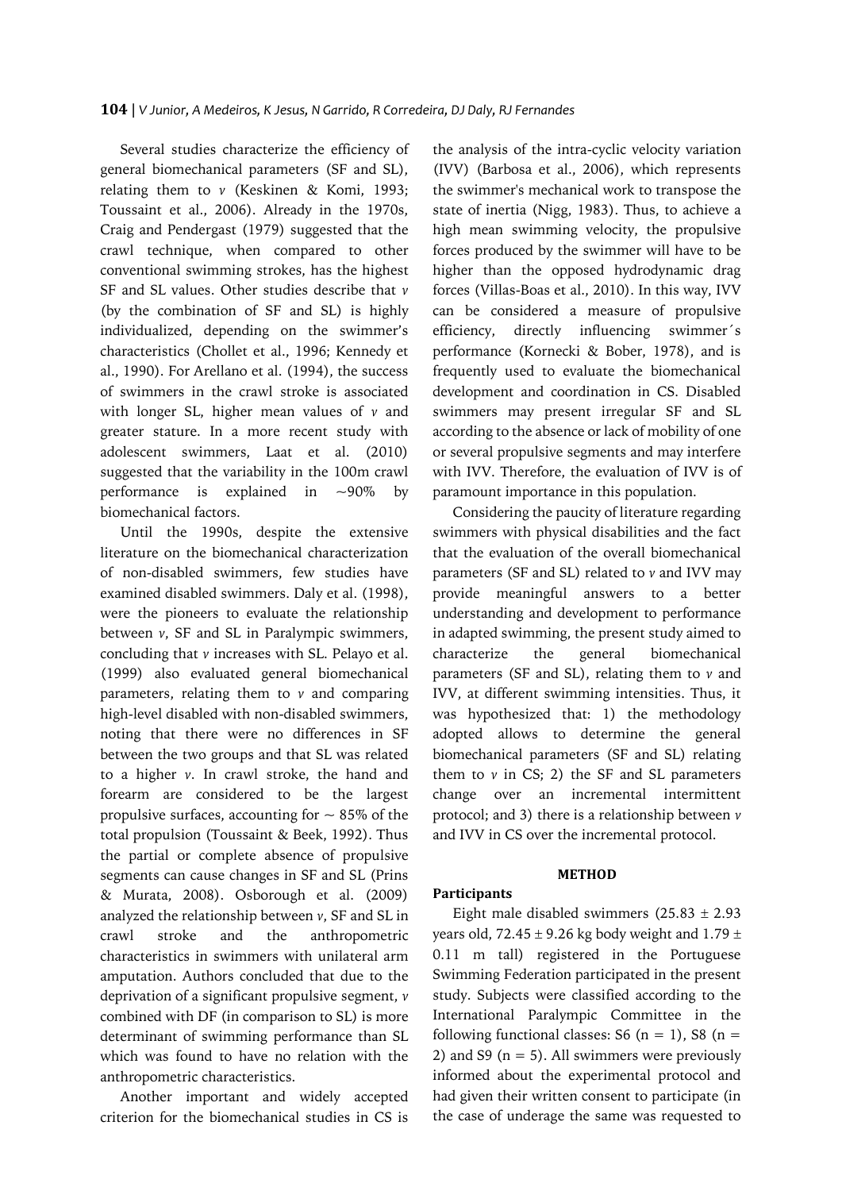Several studies characterize the efficiency of general biomechanical parameters (SF and SL), relating them to *v* (Keskinen & Komi, 1993; Toussaint et al., 2006). Already in the 1970s, Craig and Pendergast (1979) suggested that the crawl technique, when compared to other conventional swimming strokes, has the highest SF and SL values. Other studies describe that *v* (by the combination of SF and SL) is highly individualized, depending on the swimmer's characteristics (Chollet et al., 1996; Kennedy et al., 1990). For Arellano et al. (1994), the success of swimmers in the crawl stroke is associated with longer SL, higher mean values of *v* and greater stature. In a more recent study with adolescent swimmers, Laat et al. (2010) suggested that the variability in the 100m crawl performance is explained in ~90% by biomechanical factors.

Until the 1990s, despite the extensive literature on the biomechanical characterization of non-disabled swimmers, few studies have examined disabled swimmers. Daly et al. (1998), were the pioneers to evaluate the relationship between *v*, SF and SL in Paralympic swimmers, concluding that *v* increases with SL. Pelayo et al. (1999) also evaluated general biomechanical parameters, relating them to *v* and comparing high-level disabled with non-disabled swimmers, noting that there were no differences in SF between the two groups and that SL was related to a higher *v*. In crawl stroke, the hand and forearm are considered to be the largest propulsive surfaces, accounting for ~ 85% of the total propulsion (Toussaint & Beek, 1992). Thus the partial or complete absence of propulsive segments can cause changes in SF and SL (Prins & Murata, 2008). Osborough et al. (2009) analyzed the relationship between *v*, SF and SL in crawl stroke and the anthropometric characteristics in swimmers with unilateral arm amputation. Authors concluded that due to the deprivation of a significant propulsive segment, *v* combined with DF (in comparison to SL) is more determinant of swimming performance than SL which was found to have no relation with the anthropometric characteristics.

Another important and widely accepted criterion for the biomechanical studies in CS is the analysis of the intra-cyclic velocity variation (IVV) (Barbosa et al., 2006), which represents the swimmer's mechanical work to transpose the state of inertia (Nigg, 1983). Thus, to achieve a high mean swimming velocity, the propulsive forces produced by the swimmer will have to be higher than the opposed hydrodynamic drag forces (Villas-Boas et al., 2010). In this way, IVV can be considered a measure of propulsive efficiency, directly influencing swimmer´s performance (Kornecki & Bober, 1978), and is frequently used to evaluate the biomechanical development and coordination in CS. Disabled swimmers may present irregular SF and SL according to the absence or lack of mobility of one or several propulsive segments and may interfere with IVV. Therefore, the evaluation of IVV is of paramount importance in this population.

Considering the paucity of literature regarding swimmers with physical disabilities and the fact that the evaluation of the overall biomechanical parameters (SF and SL) related to *v* and IVV may provide meaningful answers to a better understanding and development to performance in adapted swimming, the present study aimed to characterize the general biomechanical parameters (SF and SL), relating them to *v* and IVV, at different swimming intensities. Thus, it was hypothesized that: 1) the methodology adopted allows to determine the general biomechanical parameters (SF and SL) relating them to *v* in CS; 2) the SF and SL parameters change over an incremental intermittent protocol; and 3) there is a relationship between *v* and IVV in CS over the incremental protocol.

## METHOD

### Participants

Eight male disabled swimmers (25.83 ± 2.93 years old, 72.45 ± 9.26 kg body weight and 1.79 ± 0.11 m tall) registered in the Portuguese Swimming Federation participated in the present study. Subjects were classified according to the International Paralympic Committee in the following functional classes: S6 (n = 1), S8 (n = 2) and S9 (n = 5). All swimmers were previously informed about the experimental protocol and had given their written consent to participate (in the case of underage the same was requested to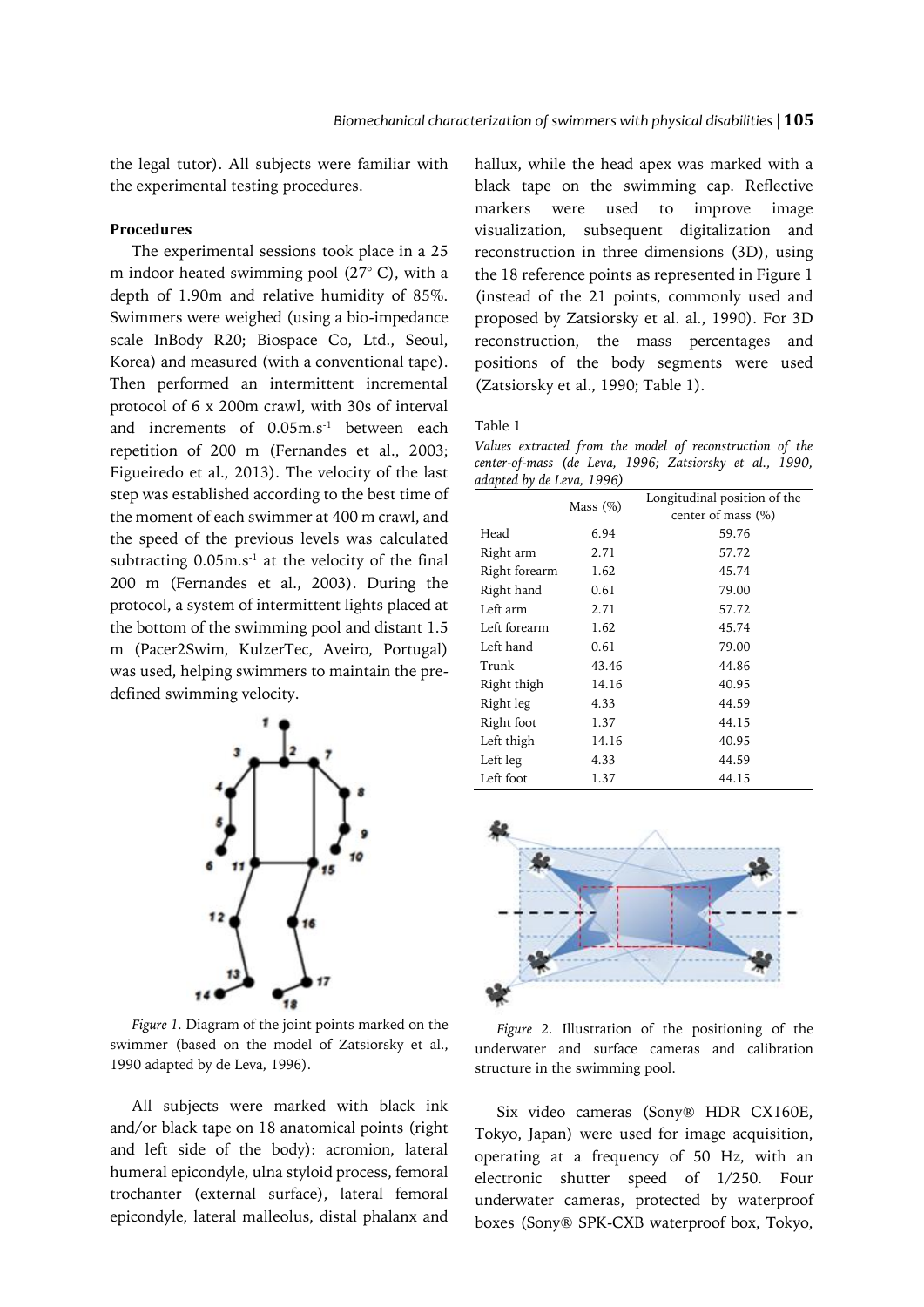the legal tutor). All subjects were familiar with the experimental testing procedures.

**Procedures**

The experimental sessions took place in a 25 m indoor heated swimming pool (27° C), with a depth of 1.90m and relative humidity of 85%. Swimmers were weighed (using a bio-impedance scale InBody R20; Biospace Co, Ltd., Seoul, Korea) and measured (with a conventional tape). Then performed an intermittent incremental protocol of 6 x 200m crawl, with 30s of interval and increments of $0.05 m.s^{-1}$ between each repetition of 200 m (Fernandes et al., 2003; Figueiredo et al., 2013). The velocity of the last step was established according to the best time of the moment of each swimmer at 400 m crawl, and the speed of the previous levels was calculated subtracting $0.05 m.s^{-1}$ at the velocity of the final 200 m (Fernandes et al., 2003). During the protocol, a system of intermittent lights placed at the bottom of the swimming pool and distant 1.5 m (Pacer2Swim, KulzerTec, Aveiro, Portugal) was used, helping swimmers to maintain the pre-defined swimming velocity.

*Figure 1.* Diagram of the joint points marked on the swimmer (based on the model of Zatsiorsky et al., 1990 adapted by de Leva, 1996).

All subjects were marked with black ink and/or black tape on 18 anatomical points (right and left side of the body): acromion, lateral humeral epicondyle, ulna styloid process, femoral trochanter (external surface), lateral femoral epicondyle, lateral malleolus, distal phalanx and hallux, while the head apex was marked with a black tape on the swimming cap. Reflective markers were used to improve image visualization, subsequent digitalization and reconstruction in three dimensions (3D), using the 18 reference points as represented in Figure 1 (instead of the 21 points, commonly used and proposed by Zatsiorsky et al. al., 1990). For 3D reconstruction, the mass percentages and positions of the body segments were used (Zatsiorsky et al., 1990; Table 1).

Table 1
*Values extracted from the model of reconstruction of the center-of-mass (de Leva, 1996; Zatsiorsky et al., 1990, adapted by de Leva, 1996)*

| | Mass (%) | Longitudinal position of the center of mass (%) |
|---|---|---|
| Head | 6.94 | 59.76 |
| Right arm | 2.71 | 57.72 |
| Right forearm | 1.62 | 45.74 |
| Right hand | 0.61 | 79.00 |
| Left arm | 2.71 | 57.72 |
| Left forearm | 1.62 | 45.74 |
| Left hand | 0.61 | 79.00 |
| Trunk | 43.46 | 44.86 |
| Right thigh | 14.16 | 40.95 |
| Right leg | 4.33 | 44.59 |
| Right foot | 1.37 | 44.15 |
| Left thigh | 14.16 | 40.95 |
| Left leg | 4.33 | 44.59 |
| Left foot | 1.37 | 44.15 |

*Figure 2.* Illustration of the positioning of the underwater and surface cameras and calibration structure in the swimming pool.

Six video cameras (Sony® HDR CX160E, Tokyo, Japan) were used for image acquisition, operating at a frequency of 50 Hz, with an electronic shutter speed of 1/250. Four underwater cameras, protected by waterproof boxes (Sony® SPK-CXB waterproof box, Tokyo,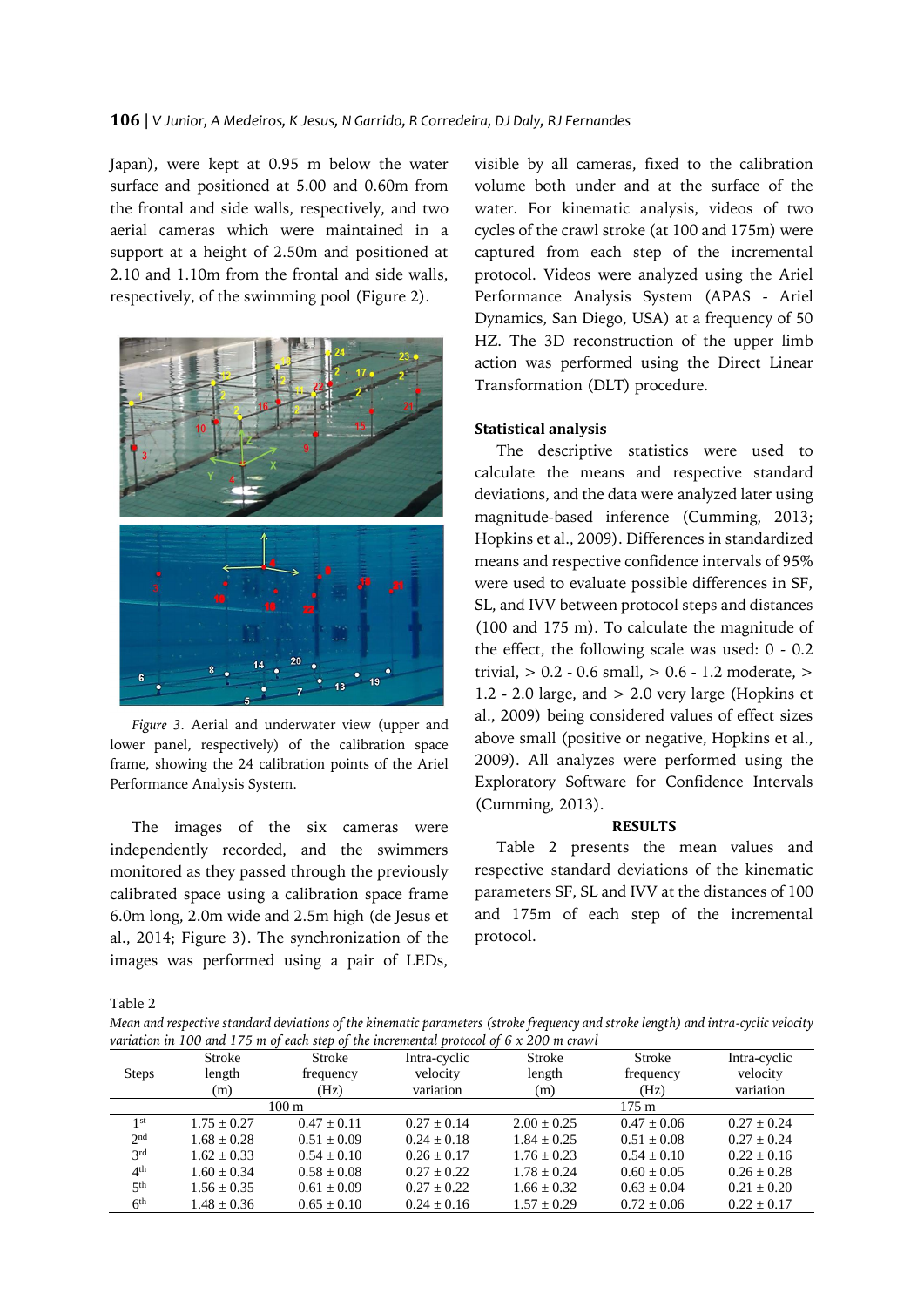Japan), were kept at 0.95 m below the water surface and positioned at 5.00 and 0.60m from the frontal and side walls, respectively, and two aerial cameras which were maintained in a support at a height of 2.50m and positioned at 2.10 and 1.10m from the frontal and side walls, respectively, of the swimming pool (Figure 2).

*Figure 3*. Aerial and underwater view (upper and lower panel, respectively) of the calibration space frame, showing the 24 calibration points of the Ariel Performance Analysis System.

The images of the six cameras were independently recorded, and the swimmers monitored as they passed through the previously calibrated space using a calibration space frame 6.0m long, 2.0m wide and 2.5m high (de Jesus et al., 2014; Figure 3). The synchronization of the images was performed using a pair of LEDs, visible by all cameras, fixed to the calibration volume both under and at the surface of the water. For kinematic analysis, videos of two cycles of the crawl stroke (at 100 and 175m) were captured from each step of the incremental protocol. Videos were analyzed using the Ariel Performance Analysis System (APAS - Ariel Dynamics, San Diego, USA) at a frequency of 50 HZ. The 3D reconstruction of the upper limb action was performed using the Direct Linear Transformation (DLT) procedure.

**Statistical analysis**

The descriptive statistics were used to calculate the means and respective standard deviations, and the data were analyzed later using magnitude-based inference (Cumming, 2013; Hopkins et al., 2009). Differences in standardized means and respective confidence intervals of 95% were used to evaluate possible differences in SF, SL, and IVV between protocol steps and distances (100 and 175 m). To calculate the magnitude of the effect, the following scale was used: 0 - 0.2 trivial, > 0.2 - 0.6 small, > 0.6 - 1.2 moderate, > 1.2 - 2.0 large, and > 2.0 very large (Hopkins et al., 2009) being considered values of effect sizes above small (positive or negative, Hopkins et al., 2009). All analyzes were performed using the Exploratory Software for Confidence Intervals (Cumming, 2013).

## RESULTS

Table 2 presents the mean values and respective standard deviations of the kinematic parameters SF, SL and IVV at the distances of 100 and 175m of each step of the incremental protocol.

Table 2

*Mean and respective standard deviations of the kinematic parameters (stroke frequency and stroke length) and intra-cyclic velocity variation in 100 and 175 m of each step of the incremental protocol of 6 x 200 m crawl*

| Steps | Stroke length (m) | Stroke frequency (Hz) | Intra-cyclic velocity variation | Stroke length (m) | Stroke frequency (Hz) | Intra-cyclic velocity variation |
|---|---|---|---|---|---|---|
| | 100 m | | | 175 m | | |
| 1st | 1.75 ± 0.27 | 0.47 ± 0.11 | 0.27 ± 0.14 | 2.00 ± 0.25 | 0.47 ± 0.06 | 0.27 ± 0.24 |
| 2nd | 1.68 ± 0.28 | 0.51 ± 0.09 | 0.24 ± 0.18 | 1.84 ± 0.25 | 0.51 ± 0.08 | 0.27 ± 0.24 |
| 3rd | 1.62 ± 0.33 | 0.54 ± 0.10 | 0.26 ± 0.17 | 1.76 ± 0.23 | 0.54 ± 0.10 | 0.22 ± 0.16 |
| 4th | 1.60 ± 0.34 | 0.58 ± 0.08 | 0.27 ± 0.22 | 1.78 ± 0.24 | 0.60 ± 0.05 | 0.26 ± 0.28 |
| 5th | 1.56 ± 0.35 | 0.61 ± 0.09 | 0.27 ± 0.22 | 1.66 ± 0.32 | 0.63 ± 0.04 | 0.21 ± 0.20 |
| 6th | 1.48 ± 0.36 | 0.65 ± 0.10 | 0.24 ± 0.16 | 1.57 ± 0.29 | 0.72 ± 0.06 | 0.22 ± 0.17 |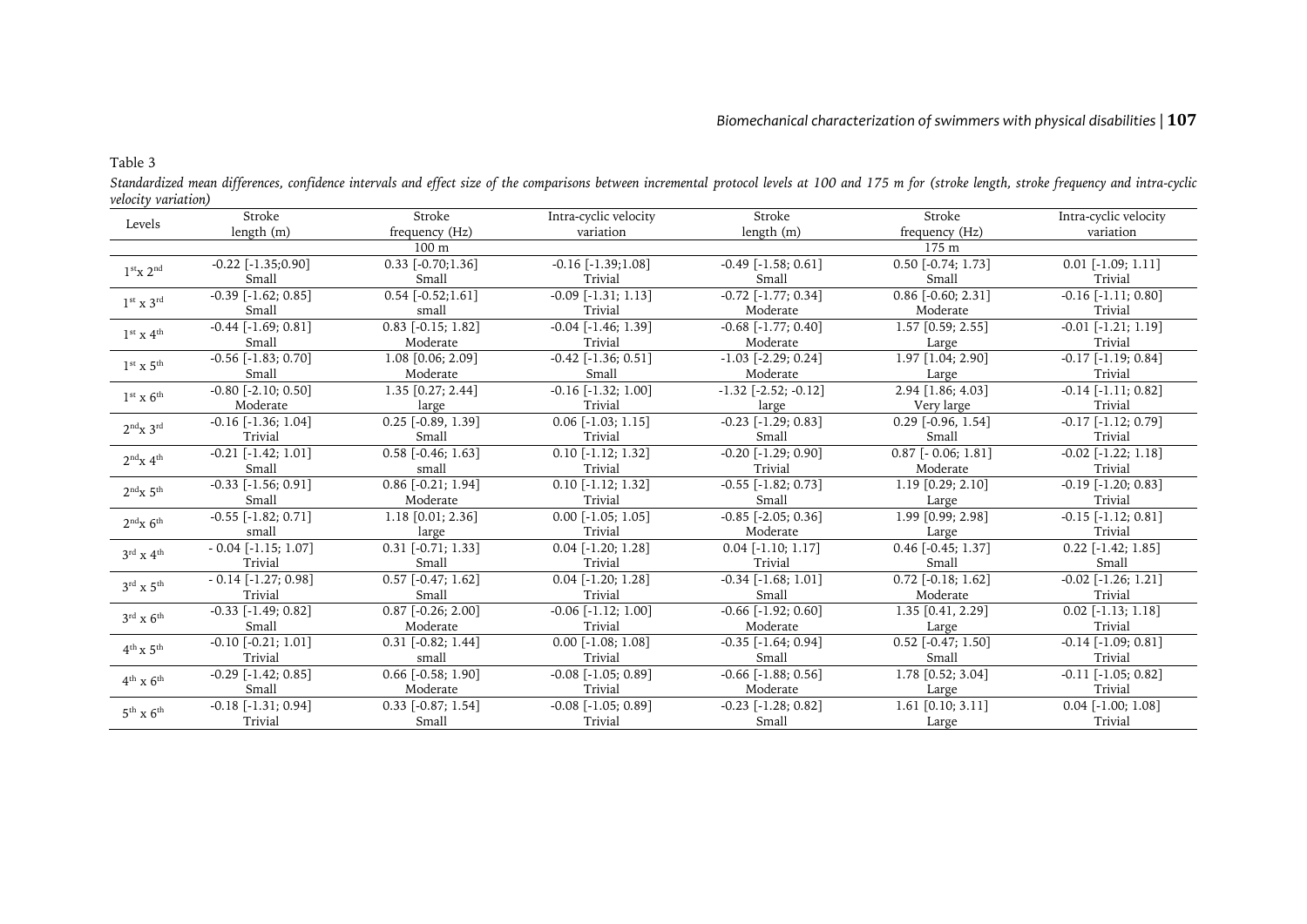Table 3

*Standardized mean differences, confidence intervals and effect size of the comparisons between incremental protocol levels at 100 and 175 m for (stroke length, stroke frequency and intra-cyclic velocity variation)*

| Levels | Stroke length (m) | Stroke frequency (Hz) | Intra-cyclic velocity variation | Stroke length (m) | Stroke frequency (Hz) | Intra-cyclic velocity variation |
|---|---|---|---|---|---|---|
| | 100 m | | | 175 m | | |
| 1st x 2nd | -0.22 [-1.35;0.90] Small | 0.33 [-0.70;1.36] Small | -0.16 [-1.39;1.08] Trivial | -0.49 [-1.58; 0.61] Small | 0.50 [-0.74; 1.73] Small | 0.01 [-1.09; 1.11] Trivial |
| 1st x 3rd | -0.39 [-1.62; 0.85] Small | 0.54 [-0.52;1.61] small | -0.09 [-1.31; 1.13] Trivial | -0.72 [-1.77; 0.34] Moderate | 0.86 [-0.60; 2.31] Moderate | -0.16 [-1.11; 0.80] Trivial |
| 1st x 4th | -0.44 [-1.69; 0.81] Small | 0.83 [-0.15; 1.82] Moderate | -0.04 [-1.46; 1.39] Trivial | -0.68 [-1.77; 0.40] Moderate | 1.57 [0.59; 2.55] Large | -0.01 [-1.21; 1.19] Trivial |
| 1st x 5th | -0.56 [-1.83; 0.70] Small | 1.08 [0.06; 2.09] Moderate | -0.42 [-1.36; 0.51] Small | -1.03 [-2.29; 0.24] Moderate | 1.97 [1.04; 2.90] Large | -0.17 [-1.19; 0.84] Trivial |
| 1st x 6th | -0.80 [-2.10; 0.50] Moderate | 1.35 [0.27; 2.44] large | -0.16 [-1.32; 1.00] Trivial | -1.32 [-2.52; -0.12] large | 2.94 [1.86; 4.03] Very large | -0.14 [-1.11; 0.82] Trivial |
| 2nd x 3rd | -0.16 [-1.36; 1.04] Trivial | 0.25 [-0.89, 1.39] Small | 0.06 [-1.03; 1.15] Trivial | -0.23 [-1.29; 0.83] Small | 0.29 [-0.96, 1.54] Small | -0.17 [-1.12; 0.79] Trivial |
| 2nd x 4th | -0.21 [-1.42; 1.01] Small | 0.58 [-0.46; 1.63] small | 0.10 [-1.12; 1.32] Trivial | -0.20 [-1.29; 0.90] Trivial | 0.87 [- 0.06; 1.81] Moderate | -0.02 [-1.22; 1.18] Trivial |
| 2nd x 5th | -0.33 [-1.56; 0.91] Small | 0.86 [-0.21; 1.94] Moderate | 0.10 [-1.12; 1.32] Trivial | -0.55 [-1.82; 0.73] Small | 1.19 [0.29; 2.10] Large | -0.19 [-1.20; 0.83] Trivial |
| 2nd x 6th | -0.55 [-1.82; 0.71] small | 1.18 [0.01; 2.36] large | 0.00 [-1.05; 1.05] Trivial | -0.85 [-2.05; 0.36] Moderate | 1.99 [0.99; 2.98] Large | -0.15 [-1.12; 0.81] Trivial |
| 3rd x 4th | - 0.04 [-1.15; 1.07] Trivial | 0.31 [-0.71; 1.33] Small | 0.04 [-1.20; 1.28] Trivial | 0.04 [-1.10; 1.17] Trivial | 0.46 [-0.45; 1.37] Small | 0.22 [-1.42; 1.85] Small |
| 3rd x 5th | - 0.14 [-1.27; 0.98] Trivial | 0.57 [-0.47; 1.62] Small | 0.04 [-1.20; 1.28] Trivial | -0.34 [-1.68; 1.01] Small | 0.72 [-0.18; 1.62] Moderate | -0.02 [-1.26; 1.21] Trivial |
| 3rd x 6th | -0.33 [-1.49; 0.82] Small | 0.87 [-0.26; 2.00] Moderate | -0.06 [-1.12; 1.00] Trivial | -0.66 [-1.92; 0.60] Moderate | 1.35 [0.41, 2.29] Large | 0.02 [-1.13; 1.18] Trivial |
| 4th x 5th | -0.10 [-0.21; 1.01] Trivial | 0.31 [-0.82; 1.44] small | 0.00 [-1.08; 1.08] Trivial | -0.35 [-1.64; 0.94] Small | 0.52 [-0.47; 1.50] Small | -0.14 [-1.09; 0.81] Trivial |
| 4th x 6th | -0.29 [-1.42; 0.85] Small | 0.66 [-0.58; 1.90] Moderate | -0.08 [-1.05; 0.89] Trivial | -0.66 [-1.88; 0.56] Moderate | 1.78 [0.52; 3.04] Large | -0.11 [-1.05; 0.82] Trivial |
| 5th x 6th | -0.18 [-1.31; 0.94] Trivial | 0.33 [-0.87; 1.54] Small | -0.08 [-1.05; 0.89] Trivial | -0.23 [-1.28; 0.82] Small | 1.61 [0.10; 3.11] Large | 0.04 [-1.00; 1.08] Trivial |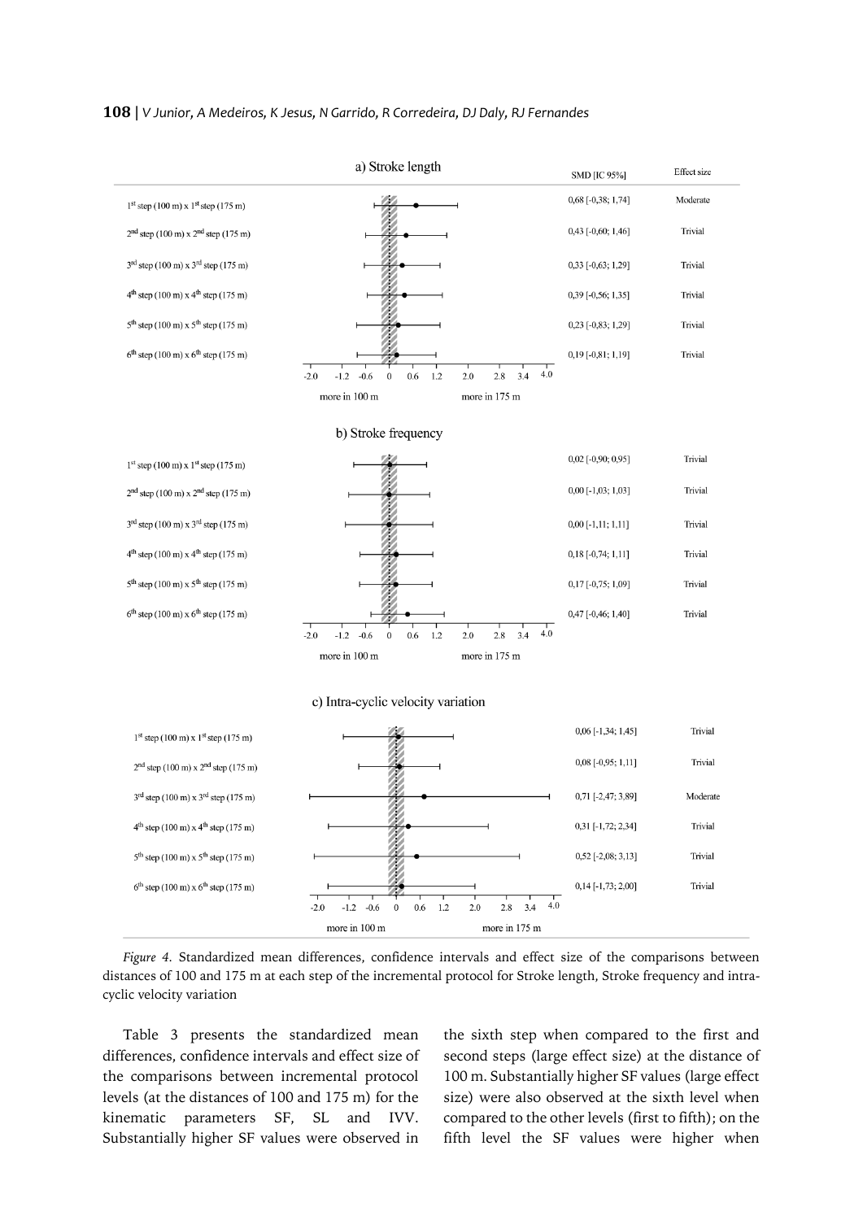a) Stroke length

| | SMD [IC 95%] | Effect size |
|---|---|---|
| 1st step (100 m) x 1st step (175 m) | 0,68 [-0,38; 1,74] | Moderate |
| 2nd step (100 m) x 2nd step (175 m) | 0,43 [-0,60; 1,46] | Trivial |
| 3rd step (100 m) x 3rd step (175 m) | 0,33 [-0,63; 1,29] | Trivial |
| 4th step (100 m) x 4th step (175 m) | 0,39 [-0,56; 1,35] | Trivial |
| 5th step (100 m) x 5th step (175 m) | 0,23 [-0,83; 1,29] | Trivial |
| 6th step (100 m) x 6th step (175 m) | 0,19 [-0,81; 1,19] | Trivial |

-2.0 -1.2 -0.6 0 0.6 1.2 2.0 2.8 3.4 4.0

more in 100 m — more in 175 m

b) Stroke frequency

| | SMD [IC 95%] | Effect size |
|---|---|---|
| 1st step (100 m) x 1st step (175 m) | 0,02 [-0,90; 0,95] | Trivial |
| 2nd step (100 m) x 2nd step (175 m) | 0,00 [-1,03; 1,03] | Trivial |
| 3rd step (100 m) x 3rd step (175 m) | 0,00 [-1,11; 1,11] | Trivial |
| 4th step (100 m) x 4th step (175 m) | 0,18 [-0,74; 1,11] | Trivial |
| 5th step (100 m) x 5th step (175 m) | 0,17 [-0,75; 1,09] | Trivial |
| 6th step (100 m) x 6th step (175 m) | 0,47 [-0,46; 1,40] | Trivial |

-2.0 -1.2 -0.6 0 0.6 1.2 2.0 2.8 3.4 4.0

more in 100 m — more in 175 m

c) Intra-cyclic velocity variation

| | SMD [IC 95%] | Effect size |
|---|---|---|
| 1st step (100 m) x 1st step (175 m) | 0,06 [-1,34; 1,45] | Trivial |
| 2nd step (100 m) x 2nd step (175 m) | 0,08 [-0,95; 1,11] | Trivial |
| 3rd step (100 m) x 3rd step (175 m) | 0,71 [-2,47; 3,89] | Moderate |
| 4th step (100 m) x 4th step (175 m) | 0,31 [-1,72; 2,34] | Trivial |
| 5th step (100 m) x 5th step (175 m) | 0,52 [-2,08; 3,13] | Trivial |
| 6th step (100 m) x 6th step (175 m) | 0,14 [-1,73; 2,00] | Trivial |

-2.0 -1.2 -0.6 0 0.6 1.2 2.0 2.8 3.4 4.0

more in 100 m — more in 175 m

*Figure 4.* Standardized mean differences, confidence intervals and effect size of the comparisons between distances of 100 and 175 m at each step of the incremental protocol for Stroke length, Stroke frequency and intra-cyclic velocity variation

Table 3 presents the standardized mean differences, confidence intervals and effect size of the comparisons between incremental protocol levels (at the distances of 100 and 175 m) for the kinematic parameters SF, SL and IVV. Substantially higher SF values were observed in the sixth step when compared to the first and second steps (large effect size) at the distance of 100 m. Substantially higher SF values (large effect size) were also observed at the sixth level when compared to the other levels (first to fifth); on the fifth level the SF values were higher when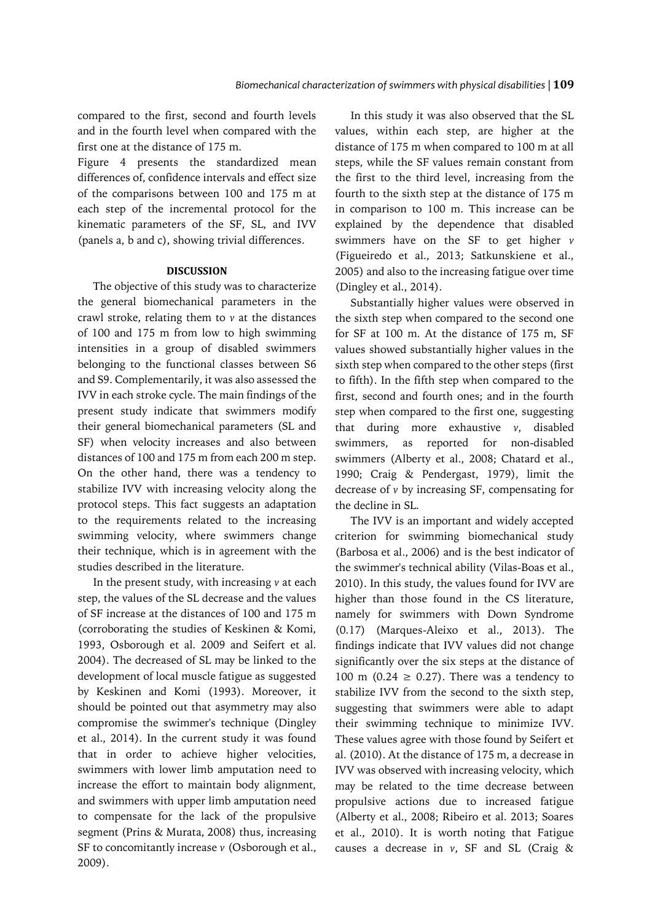compared to the first, second and fourth levels and in the fourth level when compared with the first one at the distance of 175 m.

Figure 4 presents the standardized mean differences of, confidence intervals and effect size of the comparisons between 100 and 175 m at each step of the incremental protocol for the kinematic parameters of the SF, SL, and IVV (panels a, b and c), showing trivial differences.

## DISCUSSION

The objective of this study was to characterize the general biomechanical parameters in the crawl stroke, relating them to *v* at the distances of 100 and 175 m from low to high swimming intensities in a group of disabled swimmers belonging to the functional classes between S6 and S9. Complementarily, it was also assessed the IVV in each stroke cycle. The main findings of the present study indicate that swimmers modify their general biomechanical parameters (SL and SF) when velocity increases and also between distances of 100 and 175 m from each 200 m step. On the other hand, there was a tendency to stabilize IVV with increasing velocity along the protocol steps. This fact suggests an adaptation to the requirements related to the increasing swimming velocity, where swimmers change their technique, which is in agreement with the studies described in the literature.

In the present study, with increasing *v* at each step, the values of the SL decrease and the values of SF increase at the distances of 100 and 175 m (corroborating the studies of Keskinen & Komi, 1993, Osborough et al. 2009 and Seifert et al. 2004). The decreased of SL may be linked to the development of local muscle fatigue as suggested by Keskinen and Komi (1993). Moreover, it should be pointed out that asymmetry may also compromise the swimmer's technique (Dingley et al., 2014). In the current study it was found that in order to achieve higher velocities, swimmers with lower limb amputation need to increase the effort to maintain body alignment, and swimmers with upper limb amputation need to compensate for the lack of the propulsive segment (Prins & Murata, 2008) thus, increasing SF to concomitantly increase *v* (Osborough et al., 2009).

In this study it was also observed that the SL values, within each step, are higher at the distance of 175 m when compared to 100 m at all steps, while the SF values remain constant from the first to the third level, increasing from the fourth to the sixth step at the distance of 175 m in comparison to 100 m. This increase can be explained by the dependence that disabled swimmers have on the SF to get higher *v* (Figueiredo et al., 2013; Satkunskiene et al., 2005) and also to the increasing fatigue over time (Dingley et al., 2014).

Substantially higher values were observed in the sixth step when compared to the second one for SF at 100 m. At the distance of 175 m, SF values showed substantially higher values in the sixth step when compared to the other steps (first to fifth). In the fifth step when compared to the first, second and fourth ones; and in the fourth step when compared to the first one, suggesting that during more exhaustive *v*, disabled swimmers, as reported for non-disabled swimmers (Alberty et al., 2008; Chatard et al., 1990; Craig & Pendergast, 1979), limit the decrease of *v* by increasing SF, compensating for the decline in SL.

The IVV is an important and widely accepted criterion for swimming biomechanical study (Barbosa et al., 2006) and is the best indicator of the swimmer's technical ability (Vilas-Boas et al., 2010). In this study, the values found for IVV are higher than those found in the CS literature, namely for swimmers with Down Syndrome (0.17) (Marques-Aleixo et al., 2013). The findings indicate that IVV values did not change significantly over the six steps at the distance of 100 m ($0.24 \geq 0.27$). There was a tendency to stabilize IVV from the second to the sixth step, suggesting that swimmers were able to adapt their swimming technique to minimize IVV. These values agree with those found by Seifert et al. (2010). At the distance of 175 m, a decrease in IVV was observed with increasing velocity, which may be related to the time decrease between propulsive actions due to increased fatigue (Alberty et al., 2008; Ribeiro et al. 2013; Soares et al., 2010). It is worth noting that Fatigue causes a decrease in *v*, SF and SL (Craig &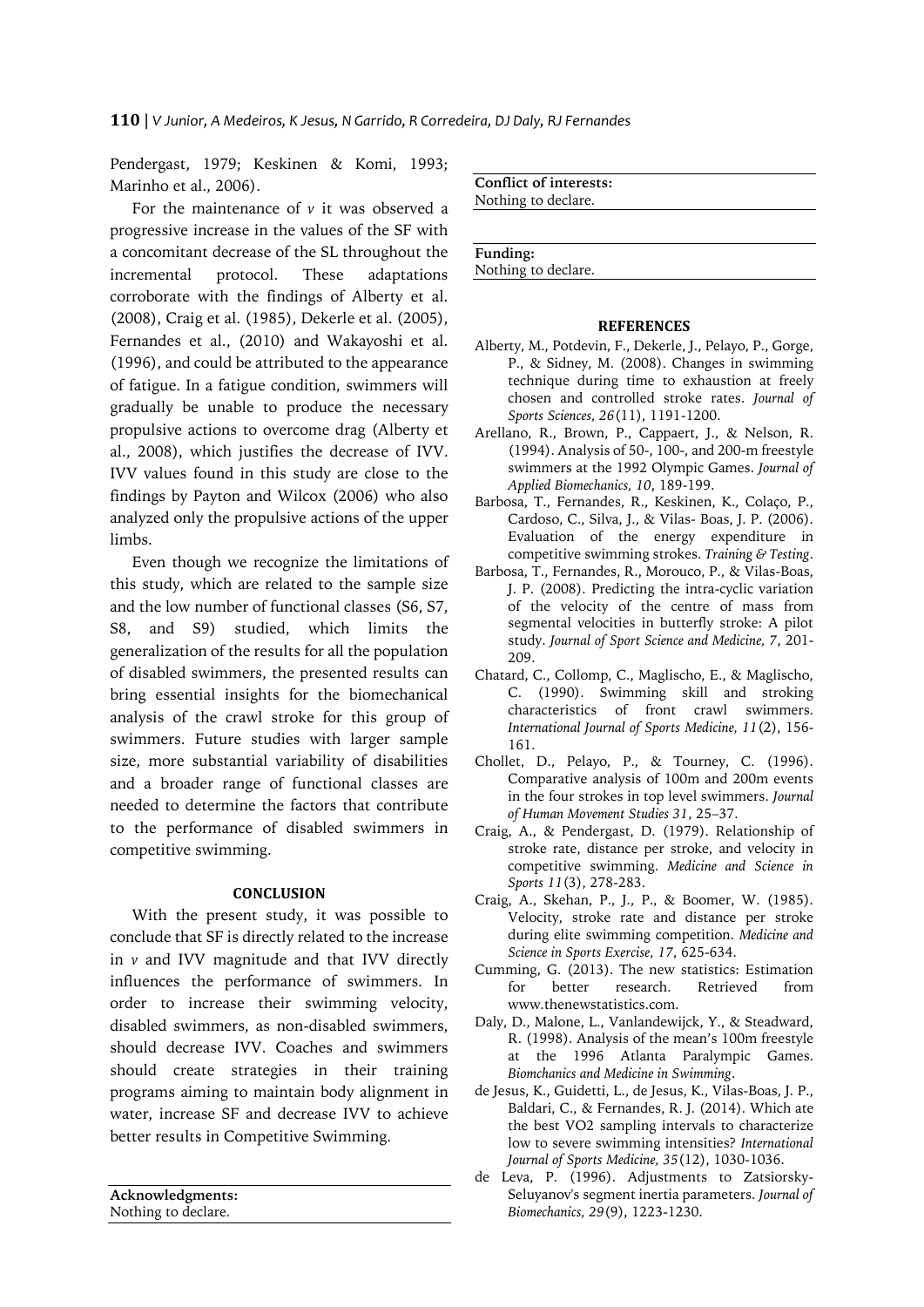Pendergast, 1979; Keskinen & Komi, 1993; Marinho et al., 2006).

For the maintenance of *v* it was observed a progressive increase in the values of the SF with a concomitant decrease of the SL throughout the incremental protocol. These adaptations corroborate with the findings of Alberty et al. (2008), Craig et al. (1985), Dekerle et al. (2005), Fernandes et al., (2010) and Wakayoshi et al. (1996), and could be attributed to the appearance of fatigue. In a fatigue condition, swimmers will gradually be unable to produce the necessary propulsive actions to overcome drag (Alberty et al., 2008), which justifies the decrease of IVV. IVV values found in this study are close to the findings by Payton and Wilcox (2006) who also analyzed only the propulsive actions of the upper limbs.

Even though we recognize the limitations of this study, which are related to the sample size and the low number of functional classes (S6, S7, S8, and S9) studied, which limits the generalization of the results for all the population of disabled swimmers, the presented results can bring essential insights for the biomechanical analysis of the crawl stroke for this group of swimmers. Future studies with larger sample size, more substantial variability of disabilities and a broader range of functional classes are needed to determine the factors that contribute to the performance of disabled swimmers in competitive swimming.

## CONCLUSION

With the present study, it was possible to conclude that SF is directly related to the increase in *v* and IVV magnitude and that IVV directly influences the performance of swimmers. In order to increase their swimming velocity, disabled swimmers, as non-disabled swimmers, should decrease IVV. Coaches and swimmers should create strategies in their training programs aiming to maintain body alignment in water, increase SF and decrease IVV to achieve better results in Competitive Swimming.

**Acknowledgments:**
Nothing to declare.

**Conflict of interests:**
Nothing to declare.

**Funding:**
Nothing to declare.

## REFERENCES

Alberty, M., Potdevin, F., Dekerle, J., Pelayo, P., Gorge, P., & Sidney, M. (2008). Changes in swimming technique during time to exhaustion at freely chosen and controlled stroke rates. *Journal of Sports Sciences, 26*(11), 1191-1200.

Arellano, R., Brown, P., Cappaert, J., & Nelson, R. (1994). Analysis of 50-, 100-, and 200-m freestyle swimmers at the 1992 Olympic Games. *Journal of Applied Biomechanics, 10*, 189-199.

Barbosa, T., Fernandes, R., Keskinen, K., Colaço, P., Cardoso, C., Silva, J., & Vilas- Boas, J. P. (2006). Evaluation of the energy expenditure in competitive swimming strokes. *Training & Testing*.

Barbosa, T., Fernandes, R., Morouco, P., & Vilas-Boas, J. P. (2008). Predicting the intra-cyclic variation of the velocity of the centre of mass from segmental velocities in butterfly stroke: A pilot study. *Journal of Sport Science and Medicine, 7*, 201-209.

Chatard, C., Collomp, C., Maglischo, E., & Maglischo, C. (1990). Swimming skill and stroking characteristics of front crawl swimmers. *International Journal of Sports Medicine, 11*(2), 156-161.

Chollet, D., Pelayo, P., & Tourney, C. (1996). Comparative analysis of 100m and 200m events in the four strokes in top level swimmers. *Journal of Human Movement Studies 31*, 25–37.

Craig, A., & Pendergast, D. (1979). Relationship of stroke rate, distance per stroke, and velocity in competitive swimming. *Medicine and Science in Sports 11*(3), 278-283.

Craig, A., Skehan, P., J., P., & Boomer, W. (1985). Velocity, stroke rate and distance per stroke during elite swimming competition. *Medicine and Science in Sports Exercise, 17*, 625-634.

Cumming, G. (2013). The new statistics: Estimation for better research. Retrieved from www.thenewstatistics.com.

Daly, D., Malone, L., Vanlandewijck, Y., & Steadward, R. (1998). Analysis of the mean's 100m freestyle at the 1996 Atlanta Paralympic Games. *Biomchanics and Medicine in Swimming*.

de Jesus, K., Guidetti, L., de Jesus, K., Vilas-Boas, J. P., Baldari, C., & Fernandes, R. J. (2014). Which ate the best VO2 sampling intervals to characterize low to severe swimming intensities? *International Journal of Sports Medicine, 35*(12), 1030-1036.

de Leva, P. (1996). Adjustments to Zatsiorsky-Seluyanov's segment inertia parameters. *Journal of Biomechanics, 29*(9), 1223-1230.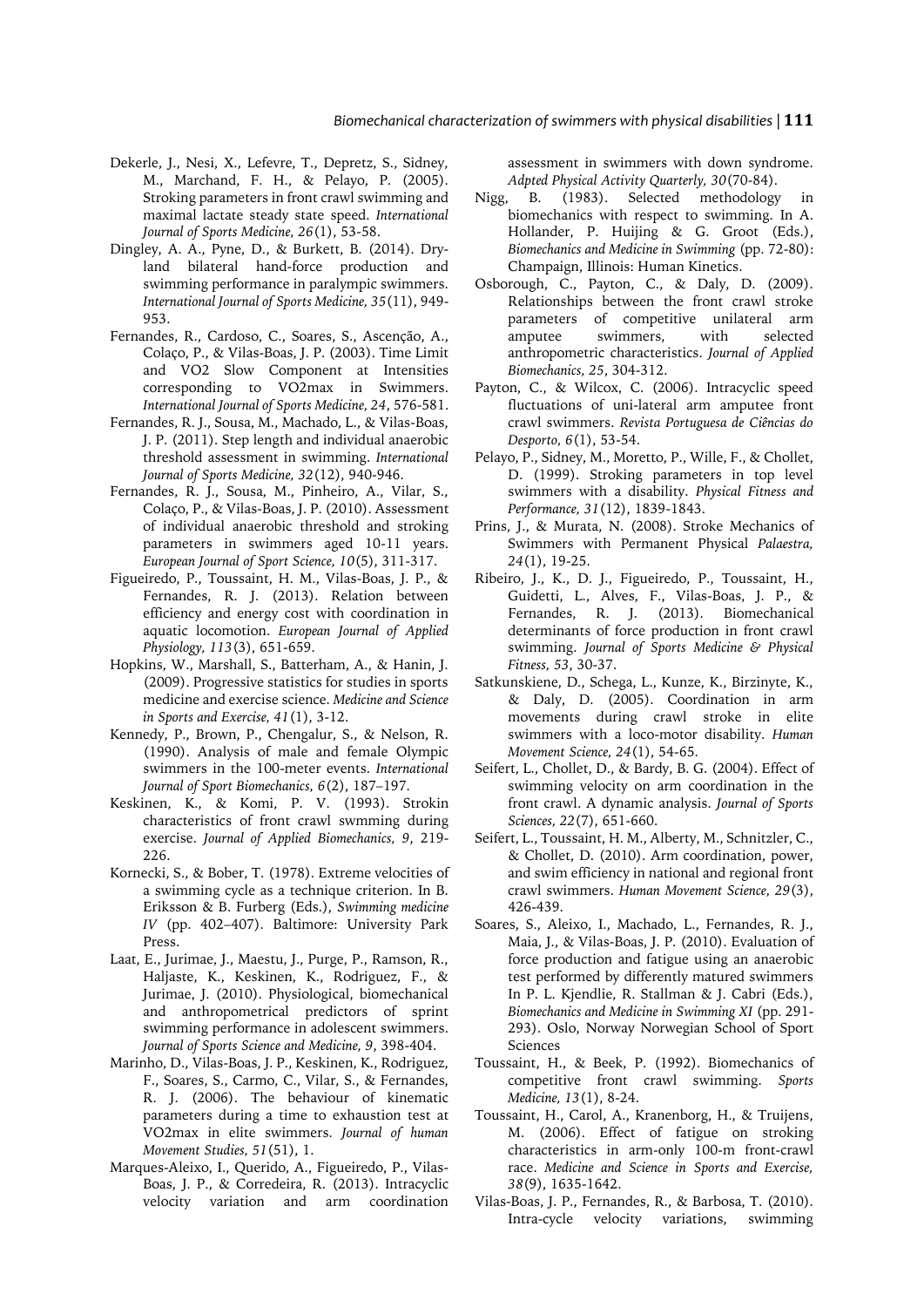Dekerle, J., Nesi, X., Lefevre, T., Depretz, S., Sidney, M., Marchand, F. H., & Pelayo, P. (2005). Stroking parameters in front crawl swimming and maximal lactate steady state speed. *International Journal of Sports Medicine, 26*(1), 53-58.

Dingley, A. A., Pyne, D., & Burkett, B. (2014). Dry-land bilateral hand-force production and swimming performance in paralympic swimmers. *International Journal of Sports Medicine, 35*(11), 949-953.

Fernandes, R., Cardoso, C., Soares, S., Ascenção, A., Colaço, P., & Vilas-Boas, J. P. (2003). Time Limit and VO2 Slow Component at Intensities corresponding to VO2max in Swimmers. *International Journal of Sports Medicine, 24*, 576-581.

Fernandes, R. J., Sousa, M., Machado, L., & Vilas-Boas, J. P. (2011). Step length and individual anaerobic threshold assessment in swimming. *International Journal of Sports Medicine, 32*(12), 940-946.

Fernandes, R. J., Sousa, M., Pinheiro, A., Vilar, S., Colaço, P., & Vilas-Boas, J. P. (2010). Assessment of individual anaerobic threshold and stroking parameters in swimmers aged 10-11 years. *European Journal of Sport Science, 10*(5), 311-317.

Figueiredo, P., Toussaint, H. M., Vilas-Boas, J. P., & Fernandes, R. J. (2013). Relation between efficiency and energy cost with coordination in aquatic locomotion. *European Journal of Applied Physiology, 113*(3), 651-659.

Hopkins, W., Marshall, S., Batterham, A., & Hanin, J. (2009). Progressive statistics for studies in sports medicine and exercise science. *Medicine and Science in Sports and Exercise, 41*(1), 3-12.

Kennedy, P., Brown, P., Chengalur, S., & Nelson, R. (1990). Analysis of male and female Olympic swimmers in the 100-meter events. *International Journal of Sport Biomechanics, 6*(2), 187–197.

Keskinen, K., & Komi, P. V. (1993). Strokin characteristics of front crawl swmming during exercise. *Journal of Applied Biomechanics, 9*, 219-226.

Kornecki, S., & Bober, T. (1978). Extreme velocities of a swimming cycle as a technique criterion. In B. Eriksson & B. Furberg (Eds.), *Swimming medicine IV* (pp. 402–407). Baltimore: University Park Press.

Laat, E., Jurimae, J., Maestu, J., Purge, P., Ramson, R., Haljaste, K., Keskinen, K., Rodriguez, F., & Jurimae, J. (2010). Physiological, biomechanical and anthropometrical predictors of sprint swimming performance in adolescent swimmers. *Journal of Sports Science and Medicine, 9*, 398-404.

Marinho, D., Vilas-Boas, J. P., Keskinen, K., Rodriguez, F., Soares, S., Carmo, C., Vilar, S., & Fernandes, R. J. (2006). The behaviour of kinematic parameters during a time to exhaustion test at VO2max in elite swimmers. *Journal of human Movement Studies, 51*(51), 1.

Marques-Aleixo, I., Querido, A., Figueiredo, P., Vilas-Boas, J. P., & Corredeira, R. (2013). Intracyclic velocity variation and arm coordination assessment in swimmers with down syndrome. *Adpted Physical Activity Quarterly, 30*(70-84).

Nigg, B. (1983). Selected methodology in biomechanics with respect to swimming. In A. Hollander, P. Huijing & G. Groot (Eds.), *Biomechanics and Medicine in Swimming* (pp. 72-80): Champaign, Illinois: Human Kinetics.

Osborough, C., Payton, C., & Daly, D. (2009). Relationships between the front crawl stroke parameters of competitive unilateral arm amputee swimmers, with selected anthropometric characteristics. *Journal of Applied Biomechanics, 25*, 304-312.

Payton, C., & Wilcox, C. (2006). Intracyclic speed fluctuations of uni-lateral arm amputee front crawl swimmers. *Revista Portuguesa de Ciências do Desporto, 6*(1), 53-54.

Pelayo, P., Sidney, M., Moretto, P., Wille, F., & Chollet, D. (1999). Stroking parameters in top level swimmers with a disability. *Physical Fitness and Performance, 31*(12), 1839-1843.

Prins, J., & Murata, N. (2008). Stroke Mechanics of Swimmers with Permanent Physical *Palaestra, 24*(1), 19-25.

Ribeiro, J., K., D. J., Figueiredo, P., Toussaint, H., Guidetti, L., Alves, F., Vilas-Boas, J. P., & Fernandes, R. J. (2013). Biomechanical determinants of force production in front crawl swimming. *Journal of Sports Medicine & Physical Fitness, 53*, 30-37.

Satkunskiene, D., Schega, L., Kunze, K., Birzinyte, K., & Daly, D. (2005). Coordination in arm movements during crawl stroke in elite swimmers with a loco-motor disability. *Human Movement Science, 24*(1), 54-65.

Seifert, L., Chollet, D., & Bardy, B. G. (2004). Effect of swimming velocity on arm coordination in the front crawl. A dynamic analysis. *Journal of Sports Sciences, 22*(7), 651-660.

Seifert, L., Toussaint, H. M., Alberty, M., Schnitzler, C., & Chollet, D. (2010). Arm coordination, power, and swim efficiency in national and regional front crawl swimmers. *Human Movement Science, 29*(3), 426-439.

Soares, S., Aleixo, I., Machado, L., Fernandes, R. J., Maia, J., & Vilas-Boas, J. P. (2010). Evaluation of force production and fatigue using an anaerobic test performed by differently matured swimmers In P. L. Kjendlie, R. Stallman & J. Cabri (Eds.), *Biomechanics and Medicine in Swimming XI* (pp. 291-293). Oslo, Norway Norwegian School of Sport Sciences

Toussaint, H., & Beek, P. (1992). Biomechanics of competitive front crawl swimming. *Sports Medicine, 13*(1), 8-24.

Toussaint, H., Carol, A., Kranenborg, H., & Truijens, M. (2006). Effect of fatigue on stroking characteristics in arm-only 100-m front-crawl race. *Medicine and Science in Sports and Exercise, 38*(9), 1635-1642.

Vilas-Boas, J. P., Fernandes, R., & Barbosa, T. (2010). Intra-cycle velocity variations, swimming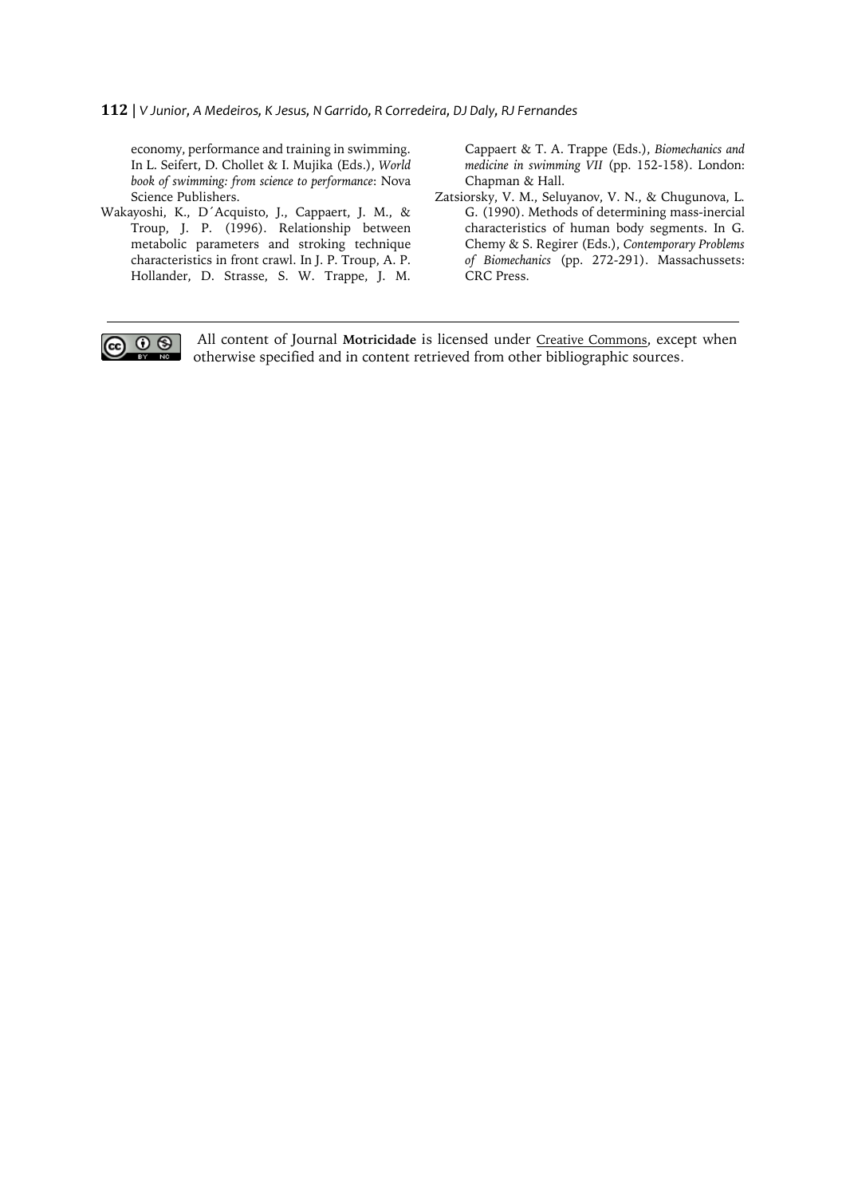economy, performance and training in swimming. In L. Seifert, D. Chollet & I. Mujika (Eds.), *World book of swimming: from science to performance*: Nova Science Publishers.

Wakayoshi, K., D´Acquisto, J., Cappaert, J. M., & Troup, J. P. (1996). Relationship between metabolic parameters and stroking technique characteristics in front crawl. In J. P. Troup, A. P. Hollander, D. Strasse, S. W. Trappe, J. M. Cappaert & T. A. Trappe (Eds.), *Biomechanics and medicine in swimming VII* (pp. 152-158). London: Chapman & Hall.

Zatsiorsky, V. M., Seluyanov, V. N., & Chugunova, L. G. (1990). Methods of determining mass-inercial characteristics of human body segments. In G. Chemy & S. Regirer (Eds.), *Contemporary Problems of Biomechanics* (pp. 272-291). Massachussets: CRC Press.

---

All content of Journal **Motricidade** is licensed under Creative Commons, except when otherwise specified and in content retrieved from other bibliographic sources.